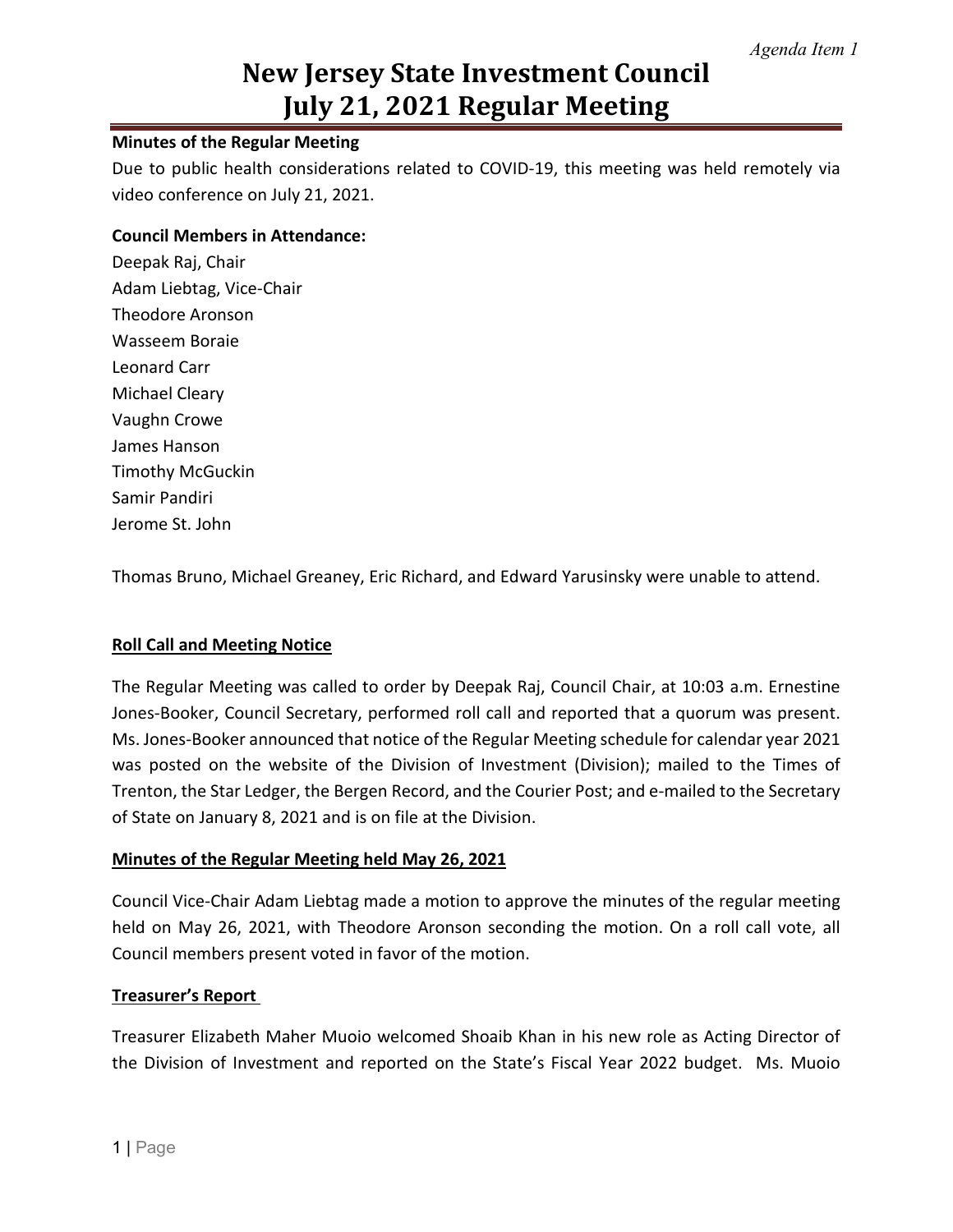*Agenda Item 1*

# New Jersey State Investment Council
# July 21, 2021 Regular Meeting

**Minutes of the Regular Meeting**

Due to public health considerations related to COVID-19, this meeting was held remotely via video conference on July 21, 2021.

**Council Members in Attendance:**

Deepak Raj, Chair
Adam Liebtag, Vice-Chair
Theodore Aronson
Wasseem Boraie
Leonard Carr
Michael Cleary
Vaughn Crowe
James Hanson
Timothy McGuckin
Samir Pandiri
Jerome St. John

Thomas Bruno, Michael Greaney, Eric Richard, and Edward Yarusinsky were unable to attend.

**Roll Call and Meeting Notice**

The Regular Meeting was called to order by Deepak Raj, Council Chair, at 10:03 a.m. Ernestine Jones-Booker, Council Secretary, performed roll call and reported that a quorum was present. Ms. Jones-Booker announced that notice of the Regular Meeting schedule for calendar year 2021 was posted on the website of the Division of Investment (Division); mailed to the Times of Trenton, the Star Ledger, the Bergen Record, and the Courier Post; and e-mailed to the Secretary of State on January 8, 2021 and is on file at the Division.

**Minutes of the Regular Meeting held May 26, 2021**

Council Vice-Chair Adam Liebtag made a motion to approve the minutes of the regular meeting held on May 26, 2021, with Theodore Aronson seconding the motion. On a roll call vote, all Council members present voted in favor of the motion.

**Treasurer's Report**

Treasurer Elizabeth Maher Muoio welcomed Shoaib Khan in his new role as Acting Director of the Division of Investment and reported on the State's Fiscal Year 2022 budget. Ms. Muoio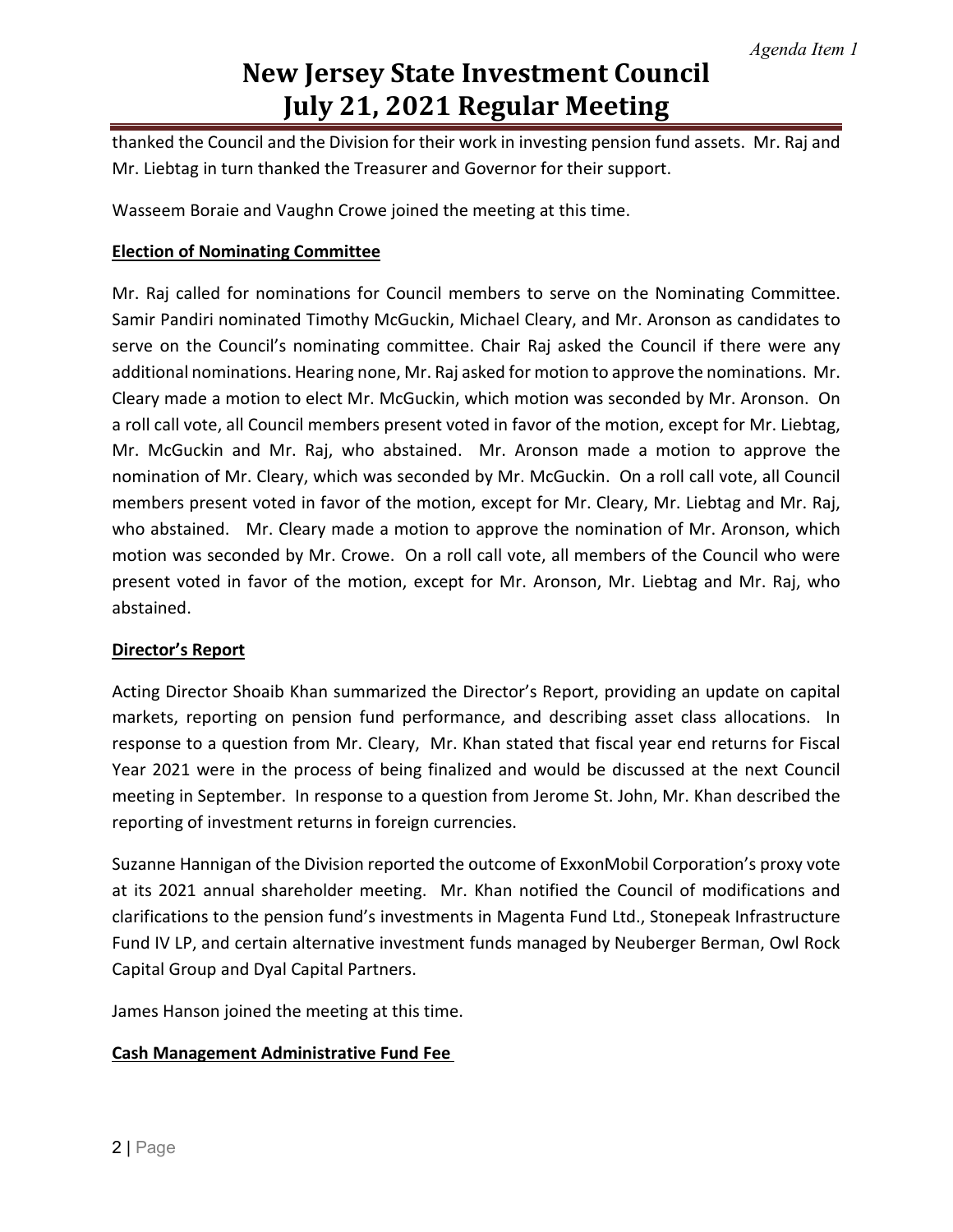thanked the Council and the Division for their work in investing pension fund assets. Mr. Raj and Mr. Liebtag in turn thanked the Treasurer and Governor for their support.

Wasseem Boraie and Vaughn Crowe joined the meeting at this time.

**Election of Nominating Committee**

Mr. Raj called for nominations for Council members to serve on the Nominating Committee. Samir Pandiri nominated Timothy McGuckin, Michael Cleary, and Mr. Aronson as candidates to serve on the Council's nominating committee. Chair Raj asked the Council if there were any additional nominations. Hearing none, Mr. Raj asked for motion to approve the nominations. Mr. Cleary made a motion to elect Mr. McGuckin, which motion was seconded by Mr. Aronson. On a roll call vote, all Council members present voted in favor of the motion, except for Mr. Liebtag, Mr. McGuckin and Mr. Raj, who abstained. Mr. Aronson made a motion to approve the nomination of Mr. Cleary, which was seconded by Mr. McGuckin. On a roll call vote, all Council members present voted in favor of the motion, except for Mr. Cleary, Mr. Liebtag and Mr. Raj, who abstained. Mr. Cleary made a motion to approve the nomination of Mr. Aronson, which motion was seconded by Mr. Crowe. On a roll call vote, all members of the Council who were present voted in favor of the motion, except for Mr. Aronson, Mr. Liebtag and Mr. Raj, who abstained.

**Director's Report**

Acting Director Shoaib Khan summarized the Director's Report, providing an update on capital markets, reporting on pension fund performance, and describing asset class allocations. In response to a question from Mr. Cleary, Mr. Khan stated that fiscal year end returns for Fiscal Year 2021 were in the process of being finalized and would be discussed at the next Council meeting in September. In response to a question from Jerome St. John, Mr. Khan described the reporting of investment returns in foreign currencies.

Suzanne Hannigan of the Division reported the outcome of ExxonMobil Corporation's proxy vote at its 2021 annual shareholder meeting. Mr. Khan notified the Council of modifications and clarifications to the pension fund's investments in Magenta Fund Ltd., Stonepeak Infrastructure Fund IV LP, and certain alternative investment funds managed by Neuberger Berman, Owl Rock Capital Group and Dyal Capital Partners.

James Hanson joined the meeting at this time.

**Cash Management Administrative Fund Fee**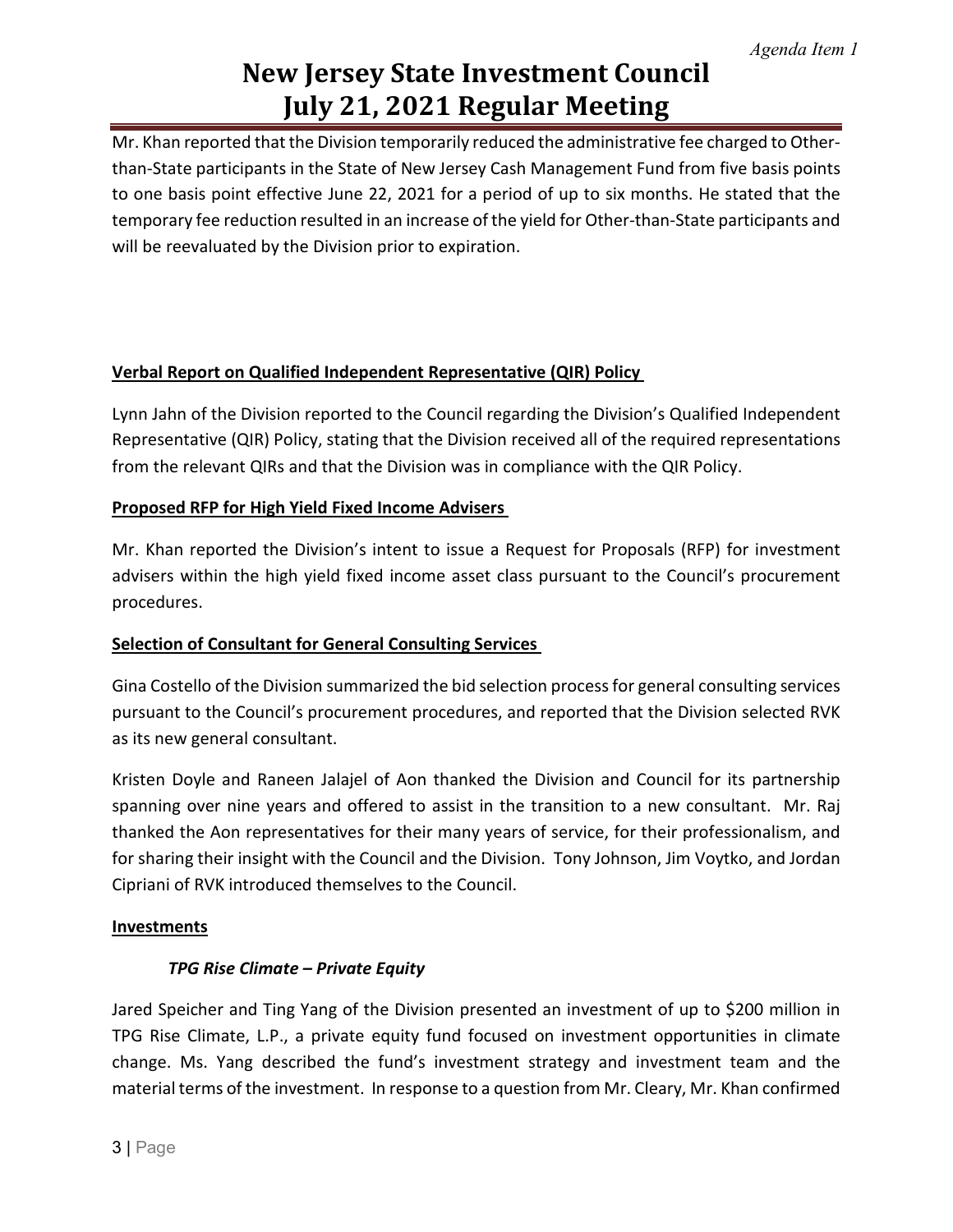Mr. Khan reported that the Division temporarily reduced the administrative fee charged to Other-than-State participants in the State of New Jersey Cash Management Fund from five basis points to one basis point effective June 22, 2021 for a period of up to six months. He stated that the temporary fee reduction resulted in an increase of the yield for Other-than-State participants and will be reevaluated by the Division prior to expiration.

**Verbal Report on Qualified Independent Representative (QIR) Policy**

Lynn Jahn of the Division reported to the Council regarding the Division's Qualified Independent Representative (QIR) Policy, stating that the Division received all of the required representations from the relevant QIRs and that the Division was in compliance with the QIR Policy.

**Proposed RFP for High Yield Fixed Income Advisers**

Mr. Khan reported the Division's intent to issue a Request for Proposals (RFP) for investment advisers within the high yield fixed income asset class pursuant to the Council's procurement procedures.

**Selection of Consultant for General Consulting Services**

Gina Costello of the Division summarized the bid selection process for general consulting services pursuant to the Council's procurement procedures, and reported that the Division selected RVK as its new general consultant.

Kristen Doyle and Raneen Jalajel of Aon thanked the Division and Council for its partnership spanning over nine years and offered to assist in the transition to a new consultant. Mr. Raj thanked the Aon representatives for their many years of service, for their professionalism, and for sharing their insight with the Council and the Division. Tony Johnson, Jim Voytko, and Jordan Cipriani of RVK introduced themselves to the Council.

**Investments**

***TPG Rise Climate – Private Equity***

Jared Speicher and Ting Yang of the Division presented an investment of up to $200 million in TPG Rise Climate, L.P., a private equity fund focused on investment opportunities in climate change. Ms. Yang described the fund's investment strategy and investment team and the material terms of the investment. In response to a question from Mr. Cleary, Mr. Khan confirmed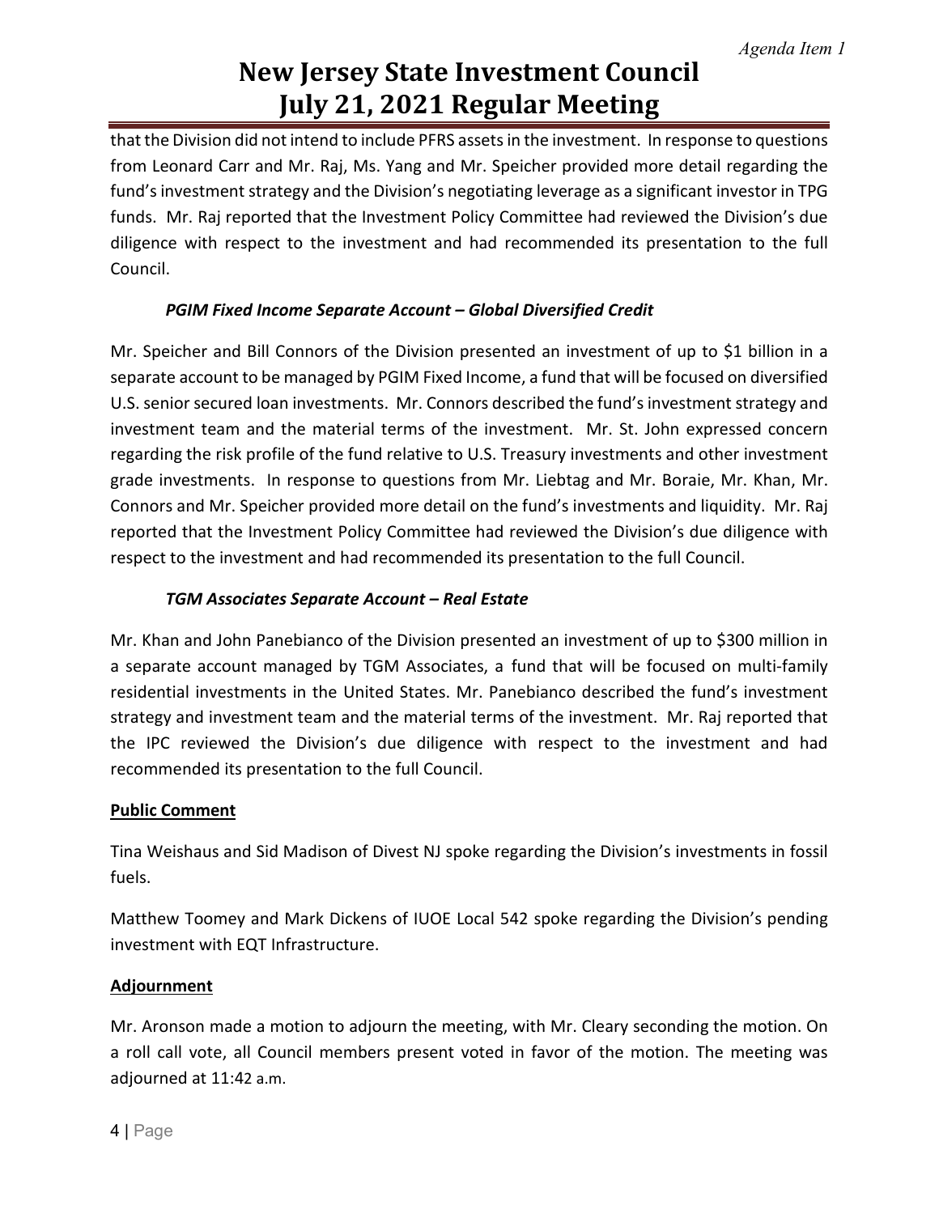that the Division did not intend to include PFRS assets in the investment. In response to questions from Leonard Carr and Mr. Raj, Ms. Yang and Mr. Speicher provided more detail regarding the fund's investment strategy and the Division's negotiating leverage as a significant investor in TPG funds. Mr. Raj reported that the Investment Policy Committee had reviewed the Division's due diligence with respect to the investment and had recommended its presentation to the full Council.

***PGIM Fixed Income Separate Account – Global Diversified Credit***

Mr. Speicher and Bill Connors of the Division presented an investment of up to $1 billion in a separate account to be managed by PGIM Fixed Income, a fund that will be focused on diversified U.S. senior secured loan investments. Mr. Connors described the fund's investment strategy and investment team and the material terms of the investment. Mr. St. John expressed concern regarding the risk profile of the fund relative to U.S. Treasury investments and other investment grade investments. In response to questions from Mr. Liebtag and Mr. Boraie, Mr. Khan, Mr. Connors and Mr. Speicher provided more detail on the fund's investments and liquidity. Mr. Raj reported that the Investment Policy Committee had reviewed the Division's due diligence with respect to the investment and had recommended its presentation to the full Council.

***TGM Associates Separate Account – Real Estate***

Mr. Khan and John Panebianco of the Division presented an investment of up to $300 million in a separate account managed by TGM Associates, a fund that will be focused on multi-family residential investments in the United States. Mr. Panebianco described the fund's investment strategy and investment team and the material terms of the investment. Mr. Raj reported that the IPC reviewed the Division's due diligence with respect to the investment and had recommended its presentation to the full Council.

**Public Comment**

Tina Weishaus and Sid Madison of Divest NJ spoke regarding the Division's investments in fossil fuels.

Matthew Toomey and Mark Dickens of IUOE Local 542 spoke regarding the Division's pending investment with EQT Infrastructure.

**Adjournment**

Mr. Aronson made a motion to adjourn the meeting, with Mr. Cleary seconding the motion. On a roll call vote, all Council members present voted in favor of the motion. The meeting was adjourned at 11:42 a.m.